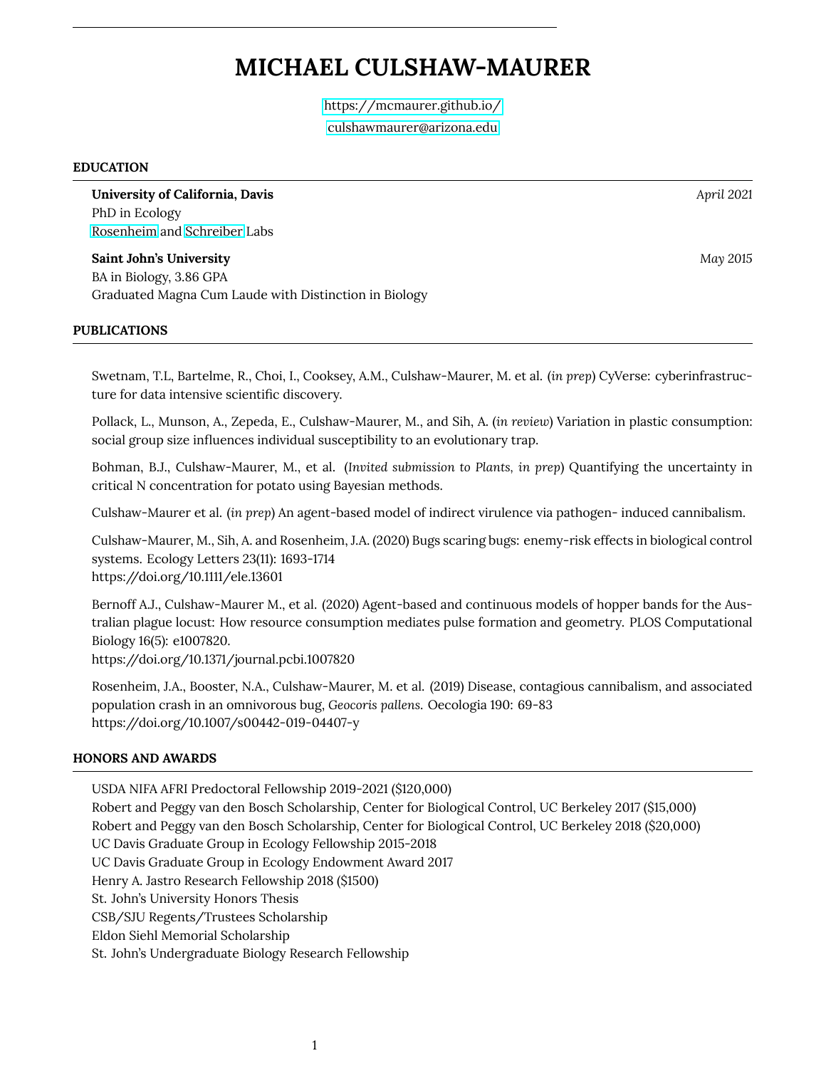# MICHAEL CULSHAW-MAURER

https://mcmaurer.github.io/
culshawmaurer@arizona.edu

## EDUCATION

**University of California, Davis** *April 2021*
PhD in Ecology
Rosenheim and Schreiber Labs

**Saint John's University** *May 2015*
BA in Biology, 3.86 GPA
Graduated Magna Cum Laude with Distinction in Biology

## PUBLICATIONS

Swetnam, T.L, Bartelme, R., Choi, I., Cooksey, A.M., Culshaw-Maurer, M. et al. (*in prep*) CyVerse: cyberinfrastructure for data intensive scientific discovery.

Pollack, L., Munson, A., Zepeda, E., Culshaw-Maurer, M., and Sih, A. (*in review*) Variation in plastic consumption: social group size influences individual susceptibility to an evolutionary trap.

Bohman, B.J., Culshaw-Maurer, M., et al. (*Invited submission to Plants, in prep*) Quantifying the uncertainty in critical N concentration for potato using Bayesian methods.

Culshaw-Maurer et al. (*in prep*) An agent-based model of indirect virulence via pathogen- induced cannibalism.

Culshaw-Maurer, M., Sih, A. and Rosenheim, J.A. (2020) Bugs scaring bugs: enemy-risk effects in biological control systems. Ecology Letters 23(11): 1693-1714
https://doi.org/10.1111/ele.13601

Bernoff A.J., Culshaw-Maurer M., et al. (2020) Agent-based and continuous models of hopper bands for the Australian plague locust: How resource consumption mediates pulse formation and geometry. PLOS Computational Biology 16(5): e1007820.
https://doi.org/10.1371/journal.pcbi.1007820

Rosenheim, J.A., Booster, N.A., Culshaw-Maurer, M. et al. (2019) Disease, contagious cannibalism, and associated population crash in an omnivorous bug, *Geocoris pallens*. Oecologia 190: 69-83
https://doi.org/10.1007/s00442-019-04407-y

## HONORS AND AWARDS

USDA NIFA AFRI Predoctoral Fellowship 2019-2021 ($120,000)
Robert and Peggy van den Bosch Scholarship, Center for Biological Control, UC Berkeley 2017 ($15,000)
Robert and Peggy van den Bosch Scholarship, Center for Biological Control, UC Berkeley 2018 ($20,000)
UC Davis Graduate Group in Ecology Fellowship 2015-2018
UC Davis Graduate Group in Ecology Endowment Award 2017
Henry A. Jastro Research Fellowship 2018 ($1500)
St. John's University Honors Thesis
CSB/SJU Regents/Trustees Scholarship
Eldon Siehl Memorial Scholarship
St. John's Undergraduate Biology Research Fellowship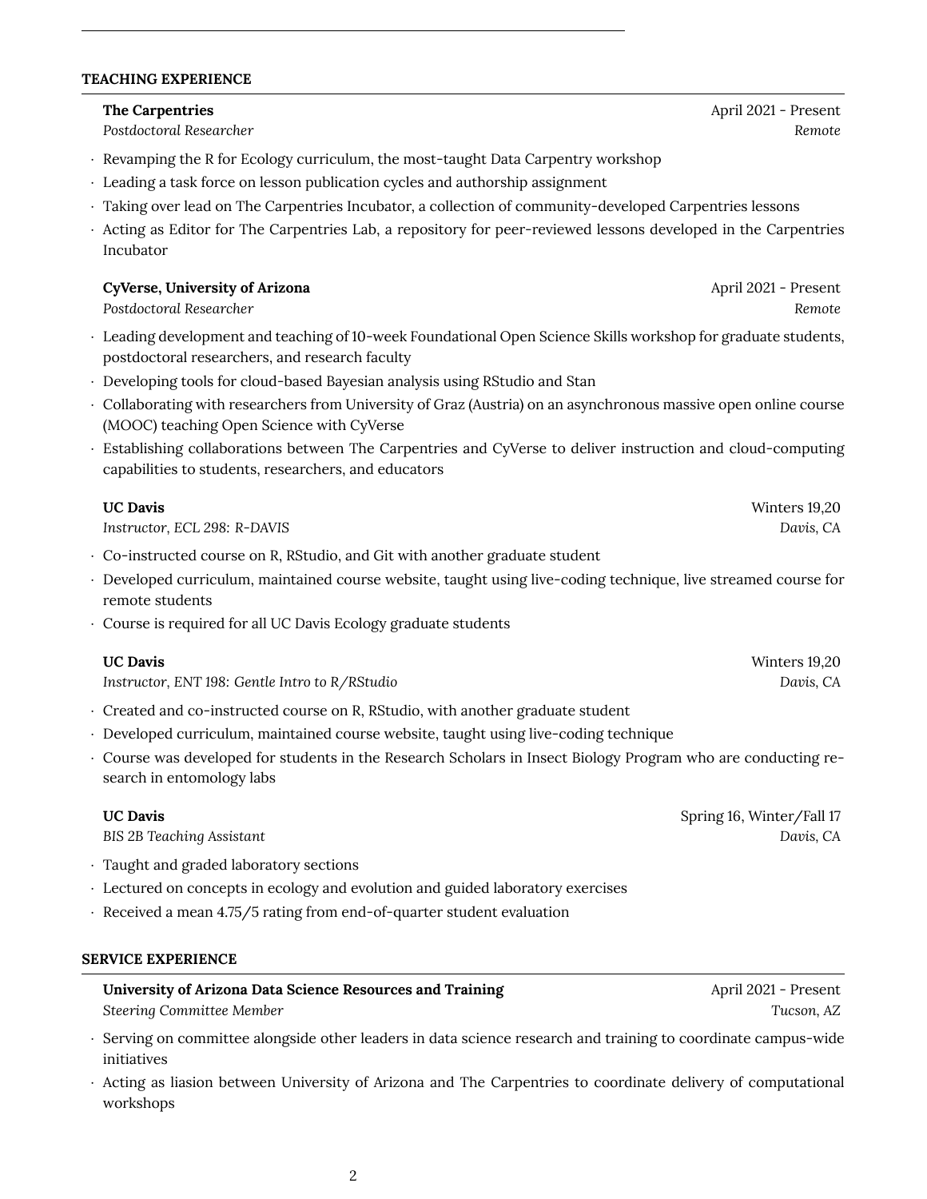## TEACHING EXPERIENCE

**The Carpentries** — April 2021 - Present
*Postdoctoral Researcher* — *Remote*

- Revamping the R for Ecology curriculum, the most-taught Data Carpentry workshop
- Leading a task force on lesson publication cycles and authorship assignment
- Taking over lead on The Carpentries Incubator, a collection of community-developed Carpentries lessons
- Acting as Editor for The Carpentries Lab, a repository for peer-reviewed lessons developed in the Carpentries Incubator

**CyVerse, University of Arizona** — April 2021 - Present
*Postdoctoral Researcher* — *Remote*

- Leading development and teaching of 10-week Foundational Open Science Skills workshop for graduate students, postdoctoral researchers, and research faculty
- Developing tools for cloud-based Bayesian analysis using RStudio and Stan
- Collaborating with researchers from University of Graz (Austria) on an asynchronous massive open online course (MOOC) teaching Open Science with CyVerse
- Establishing collaborations between The Carpentries and CyVerse to deliver instruction and cloud-computing capabilities to students, researchers, and educators

**UC Davis** — Winters 19,20
*Instructor, ECL 298: R-DAVIS* — *Davis, CA*

- Co-instructed course on R, RStudio, and Git with another graduate student
- Developed curriculum, maintained course website, taught using live-coding technique, live streamed course for remote students
- Course is required for all UC Davis Ecology graduate students

**UC Davis** — Winters 19,20
*Instructor, ENT 198: Gentle Intro to R/RStudio* — *Davis, CA*

- Created and co-instructed course on R, RStudio, with another graduate student
- Developed curriculum, maintained course website, taught using live-coding technique
- Course was developed for students in the Research Scholars in Insect Biology Program who are conducting research in entomology labs

**UC Davis** — Spring 16, Winter/Fall 17
*BIS 2B Teaching Assistant* — *Davis, CA*

- Taught and graded laboratory sections
- Lectured on concepts in ecology and evolution and guided laboratory exercises
- Received a mean 4.75/5 rating from end-of-quarter student evaluation

## SERVICE EXPERIENCE

**University of Arizona Data Science Resources and Training** — April 2021 - Present
*Steering Committee Member* — *Tucson, AZ*

- Serving on committee alongside other leaders in data science research and training to coordinate campus-wide initiatives
- Acting as liasion between University of Arizona and The Carpentries to coordinate delivery of computational workshops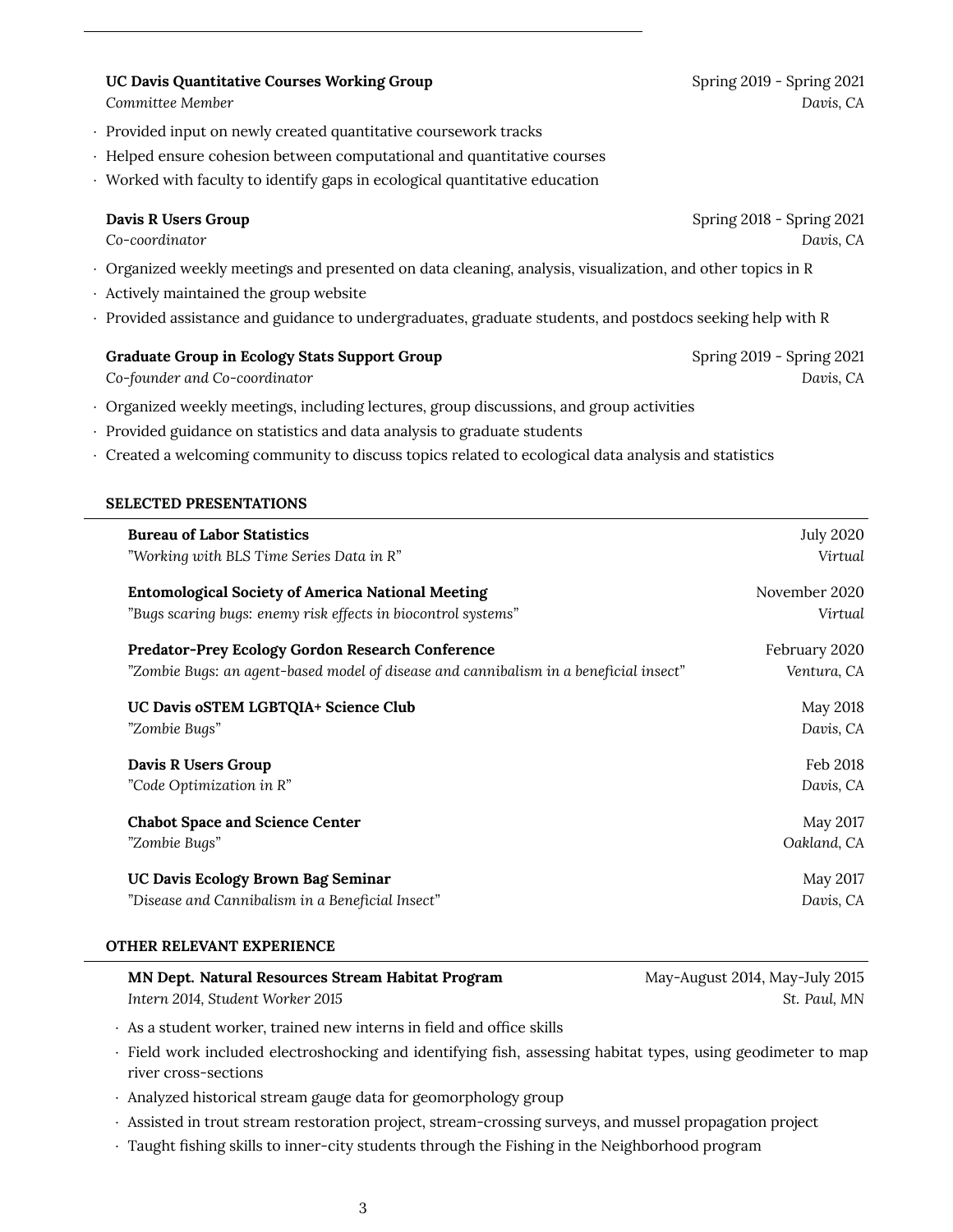**UC Davis Quantitative Courses Working Group** — Spring 2019 - Spring 2021
*Committee Member* — *Davis, CA*

- Provided input on newly created quantitative coursework tracks
- Helped ensure cohesion between computational and quantitative courses
- Worked with faculty to identify gaps in ecological quantitative education

**Davis R Users Group** — Spring 2018 - Spring 2021
*Co-coordinator* — *Davis, CA*

- Organized weekly meetings and presented on data cleaning, analysis, visualization, and other topics in R
- Actively maintained the group website
- Provided assistance and guidance to undergraduates, graduate students, and postdocs seeking help with R

**Graduate Group in Ecology Stats Support Group** — Spring 2019 - Spring 2021
*Co-founder and Co-coordinator* — *Davis, CA*

- Organized weekly meetings, including lectures, group discussions, and group activities
- Provided guidance on statistics and data analysis to graduate students
- Created a welcoming community to discuss topics related to ecological data analysis and statistics

## SELECTED PRESENTATIONS

**Bureau of Labor Statistics** — July 2020
*"Working with BLS Time Series Data in R"* — *Virtual*

**Entomological Society of America National Meeting** — November 2020
*"Bugs scaring bugs: enemy risk effects in biocontrol systems"* — *Virtual*

**Predator-Prey Ecology Gordon Research Conference** — February 2020
*"Zombie Bugs: an agent-based model of disease and cannibalism in a beneficial insect"* — *Ventura, CA*

**UC Davis oSTEM LGBTQIA+ Science Club** — May 2018
*"Zombie Bugs"* — *Davis, CA*

**Davis R Users Group** — Feb 2018
*"Code Optimization in R"* — *Davis, CA*

**Chabot Space and Science Center** — May 2017
*"Zombie Bugs"* — *Oakland, CA*

**UC Davis Ecology Brown Bag Seminar** — May 2017
*"Disease and Cannibalism in a Beneficial Insect"* — *Davis, CA*

## OTHER RELEVANT EXPERIENCE

**MN Dept. Natural Resources Stream Habitat Program** — May-August 2014, May-July 2015
*Intern 2014, Student Worker 2015* — *St. Paul, MN*

- As a student worker, trained new interns in field and office skills
- Field work included electroshocking and identifying fish, assessing habitat types, using geodimeter to map river cross-sections
- Analyzed historical stream gauge data for geomorphology group
- Assisted in trout stream restoration project, stream-crossing surveys, and mussel propagation project
- Taught fishing skills to inner-city students through the Fishing in the Neighborhood program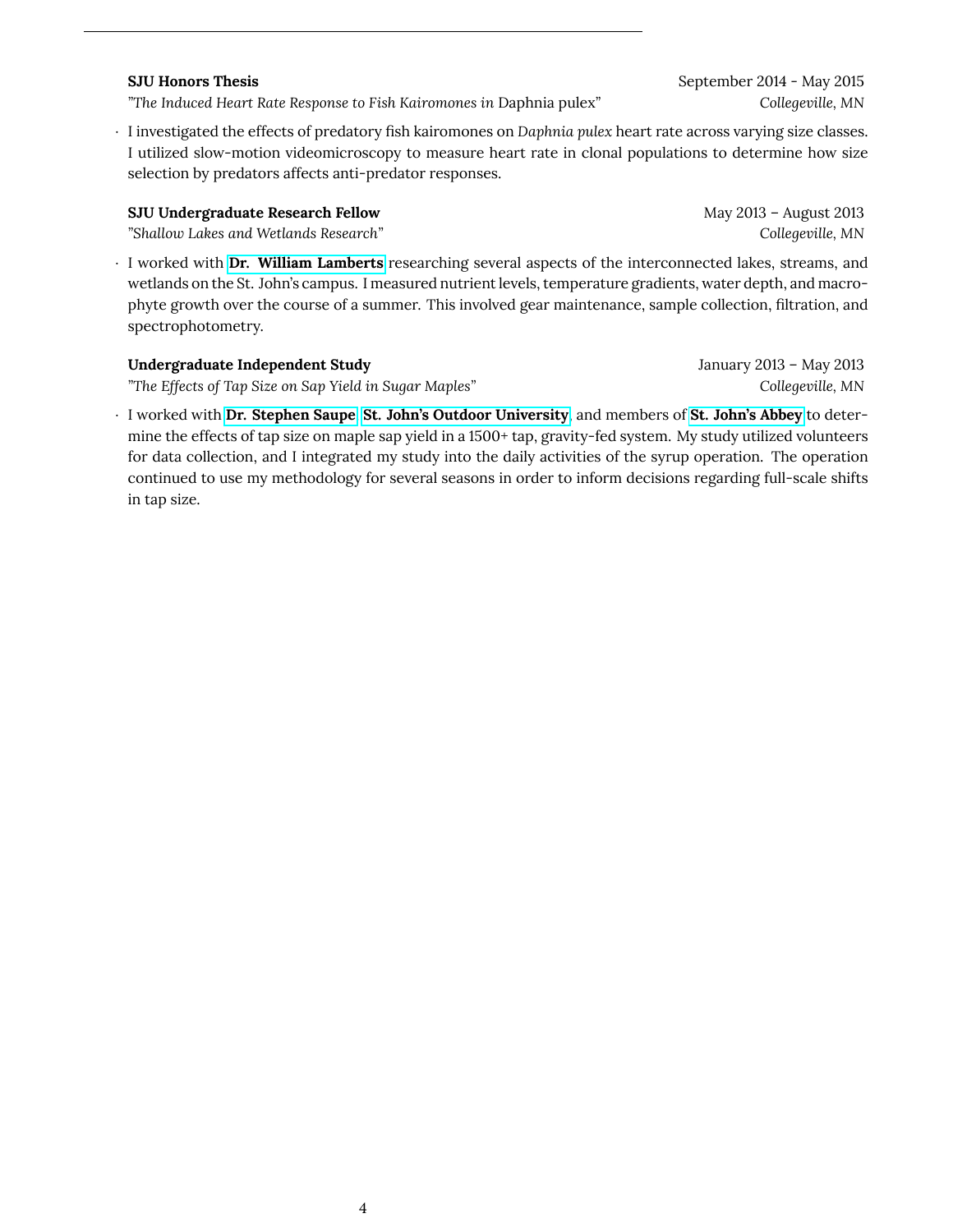**SJU Honors Thesis** September 2014 - May 2015

*"The Induced Heart Rate Response to Fish Kairomones in* Daphnia pulex*"* *Collegeville, MN*

- I investigated the effects of predatory fish kairomones on *Daphnia pulex* heart rate across varying size classes. I utilized slow-motion videomicroscopy to measure heart rate in clonal populations to determine how size selection by predators affects anti-predator responses.

**SJU Undergraduate Research Fellow** May 2013 – August 2013

*"Shallow Lakes and Wetlands Research"* *Collegeville, MN*

- I worked with **Dr. William Lamberts** researching several aspects of the interconnected lakes, streams, and wetlands on the St. John's campus. I measured nutrient levels, temperature gradients, water depth, and macrophyte growth over the course of a summer. This involved gear maintenance, sample collection, filtration, and spectrophotometry.

**Undergraduate Independent Study** January 2013 – May 2013

*"The Effects of Tap Size on Sap Yield in Sugar Maples"* *Collegeville, MN*

- I worked with **Dr. Stephen Saupe**, **St. John's Outdoor University**, and members of **St. John's Abbey** to determine the effects of tap size on maple sap yield in a 1500+ tap, gravity-fed system. My study utilized volunteers for data collection, and I integrated my study into the daily activities of the syrup operation. The operation continued to use my methodology for several seasons in order to inform decisions regarding full-scale shifts in tap size.